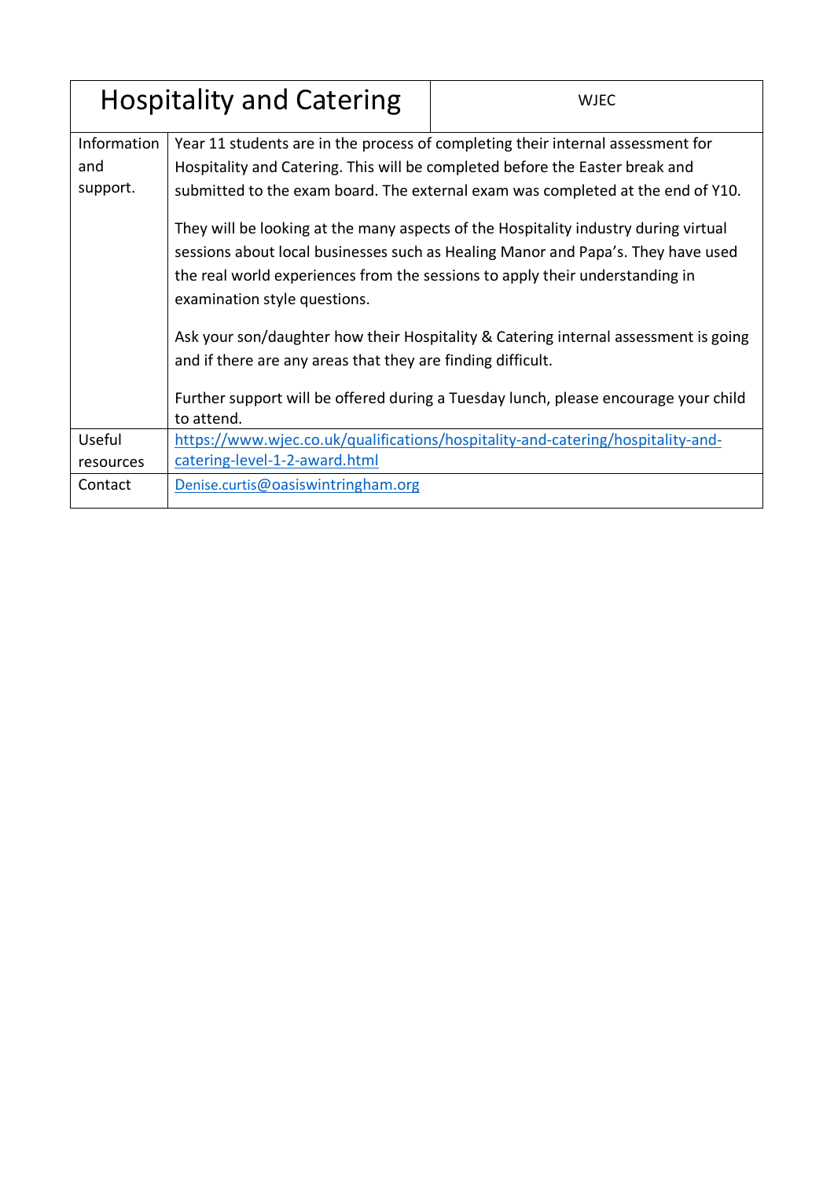| Hospitality and Catering | | WJEC |
|---|---|---|
| Information and support. | Year 11 students are in the process of completing their internal assessment for Hospitality and Catering. This will be completed before the Easter break and submitted to the exam board. The external exam was completed at the end of Y10.<br><br>They will be looking at the many aspects of the Hospitality industry during virtual sessions about local businesses such as Healing Manor and Papa's. They have used the real world experiences from the sessions to apply their understanding in examination style questions.<br><br>Ask your son/daughter how their Hospitality & Catering internal assessment is going and if there are any areas that they are finding difficult.<br><br>Further support will be offered during a Tuesday lunch, please encourage your child to attend. | |
| Useful resources | https://www.wjec.co.uk/qualifications/hospitality-and-catering/hospitality-and-catering-level-1-2-award.html | |
| Contact | Denise.curtis@oasiswintringham.org | |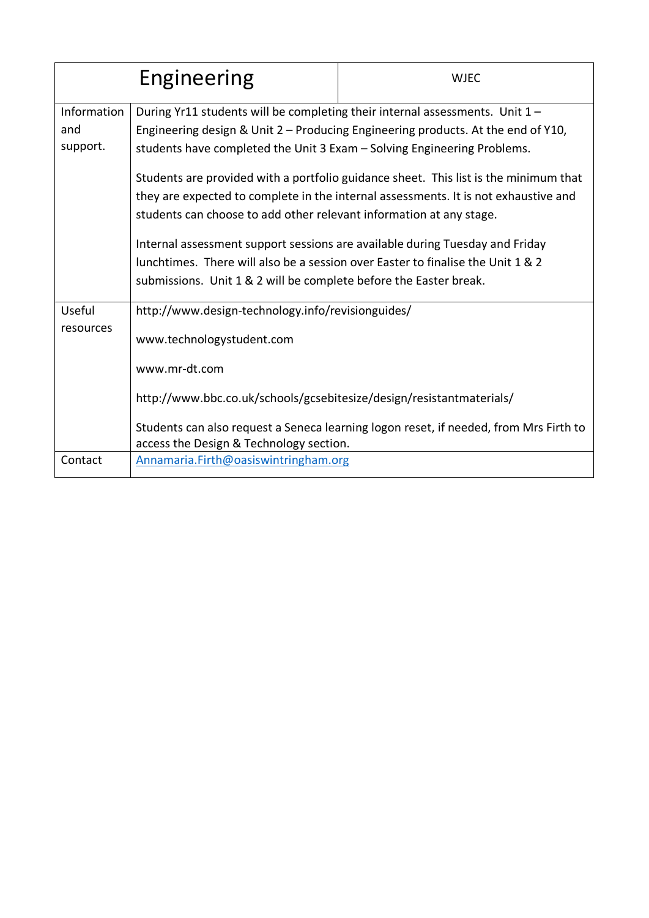| Engineering | WJEC |
| --- | --- |
| Information and support. | During Yr11 students will be completing their internal assessments. Unit 1 – Engineering design & Unit 2 – Producing Engineering products. At the end of Y10, students have completed the Unit 3 Exam – Solving Engineering Problems.<br><br>Students are provided with a portfolio guidance sheet. This list is the minimum that they are expected to complete in the internal assessments. It is not exhaustive and students can choose to add other relevant information at any stage.<br><br>Internal assessment support sessions are available during Tuesday and Friday lunchtimes. There will also be a session over Easter to finalise the Unit 1 & 2 submissions. Unit 1 & 2 will be complete before the Easter break. |
| Useful resources | http://www.design-technology.info/revisionguides/<br><br>www.technologystudent.com<br><br>www.mr-dt.com<br><br>http://www.bbc.co.uk/schools/gcsebitesize/design/resistantmaterials/<br><br>Students can also request a Seneca learning logon reset, if needed, from Mrs Firth to access the Design & Technology section. |
| Contact | Annamaria.Firth@oasiswintringham.org |